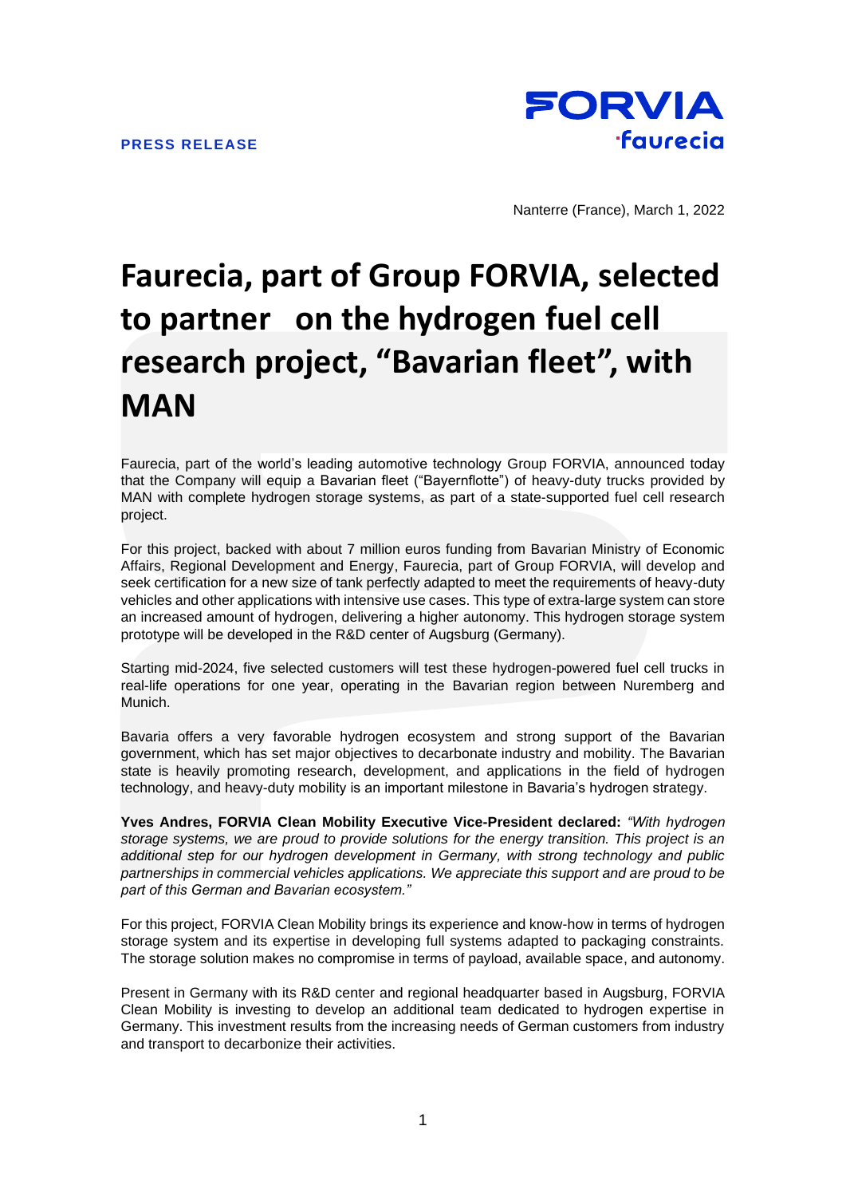**PRESS RELEASE**

Nanterre (France), March 1, 2022

# Faurecia, part of Group FORVIA, selected to partner on the hydrogen fuel cell research project, "Bavarian fleet", with MAN

Faurecia, part of the world's leading automotive technology Group FORVIA, announced today that the Company will equip a Bavarian fleet ("Bayernflotte") of heavy-duty trucks provided by MAN with complete hydrogen storage systems, as part of a state-supported fuel cell research project.

For this project, backed with about 7 million euros funding from Bavarian Ministry of Economic Affairs, Regional Development and Energy, Faurecia, part of Group FORVIA, will develop and seek certification for a new size of tank perfectly adapted to meet the requirements of heavy-duty vehicles and other applications with intensive use cases. This type of extra-large system can store an increased amount of hydrogen, delivering a higher autonomy. This hydrogen storage system prototype will be developed in the R&D center of Augsburg (Germany).

Starting mid-2024, five selected customers will test these hydrogen-powered fuel cell trucks in real-life operations for one year, operating in the Bavarian region between Nuremberg and Munich.

Bavaria offers a very favorable hydrogen ecosystem and strong support of the Bavarian government, which has set major objectives to decarbonate industry and mobility. The Bavarian state is heavily promoting research, development, and applications in the field of hydrogen technology, and heavy-duty mobility is an important milestone in Bavaria's hydrogen strategy.

**Yves Andres, FORVIA Clean Mobility Executive Vice-President declared:** *"With hydrogen storage systems, we are proud to provide solutions for the energy transition. This project is an additional step for our hydrogen development in Germany, with strong technology and public partnerships in commercial vehicles applications. We appreciate this support and are proud to be part of this German and Bavarian ecosystem."*

For this project, FORVIA Clean Mobility brings its experience and know-how in terms of hydrogen storage system and its expertise in developing full systems adapted to packaging constraints. The storage solution makes no compromise in terms of payload, available space, and autonomy.

Present in Germany with its R&D center and regional headquarter based in Augsburg, FORVIA Clean Mobility is investing to develop an additional team dedicated to hydrogen expertise in Germany. This investment results from the increasing needs of German customers from industry and transport to decarbonize their activities.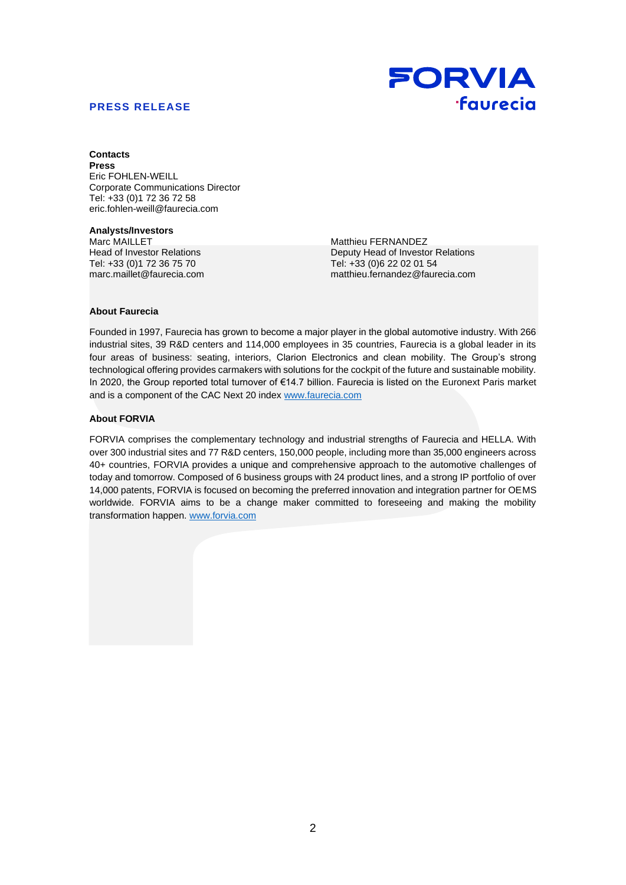PRESS RELEASE

**Contacts**

**Press**

Eric FOHLEN-WEILL
Corporate Communications Director
Tel: +33 (0)1 72 36 72 58
eric.fohlen-weill@faurecia.com

**Analysts/Investors**

Marc MAILLET
Head of Investor Relations
Tel: +33 (0)1 72 36 75 70
marc.maillet@faurecia.com

Matthieu FERNANDEZ
Deputy Head of Investor Relations
Tel: +33 (0)6 22 02 01 54
matthieu.fernandez@faurecia.com

**About Faurecia**

Founded in 1997, Faurecia has grown to become a major player in the global automotive industry. With 266 industrial sites, 39 R&D centers and 114,000 employees in 35 countries, Faurecia is a global leader in its four areas of business: seating, interiors, Clarion Electronics and clean mobility. The Group's strong technological offering provides carmakers with solutions for the cockpit of the future and sustainable mobility. In 2020, the Group reported total turnover of €14.7 billion. Faurecia is listed on the Euronext Paris market and is a component of the CAC Next 20 index www.faurecia.com

**About FORVIA**

FORVIA comprises the complementary technology and industrial strengths of Faurecia and HELLA. With over 300 industrial sites and 77 R&D centers, 150,000 people, including more than 35,000 engineers across 40+ countries, FORVIA provides a unique and comprehensive approach to the automotive challenges of today and tomorrow. Composed of 6 business groups with 24 product lines, and a strong IP portfolio of over 14,000 patents, FORVIA is focused on becoming the preferred innovation and integration partner for OEMS worldwide. FORVIA aims to be a change maker committed to foreseeing and making the mobility transformation happen. www.forvia.com